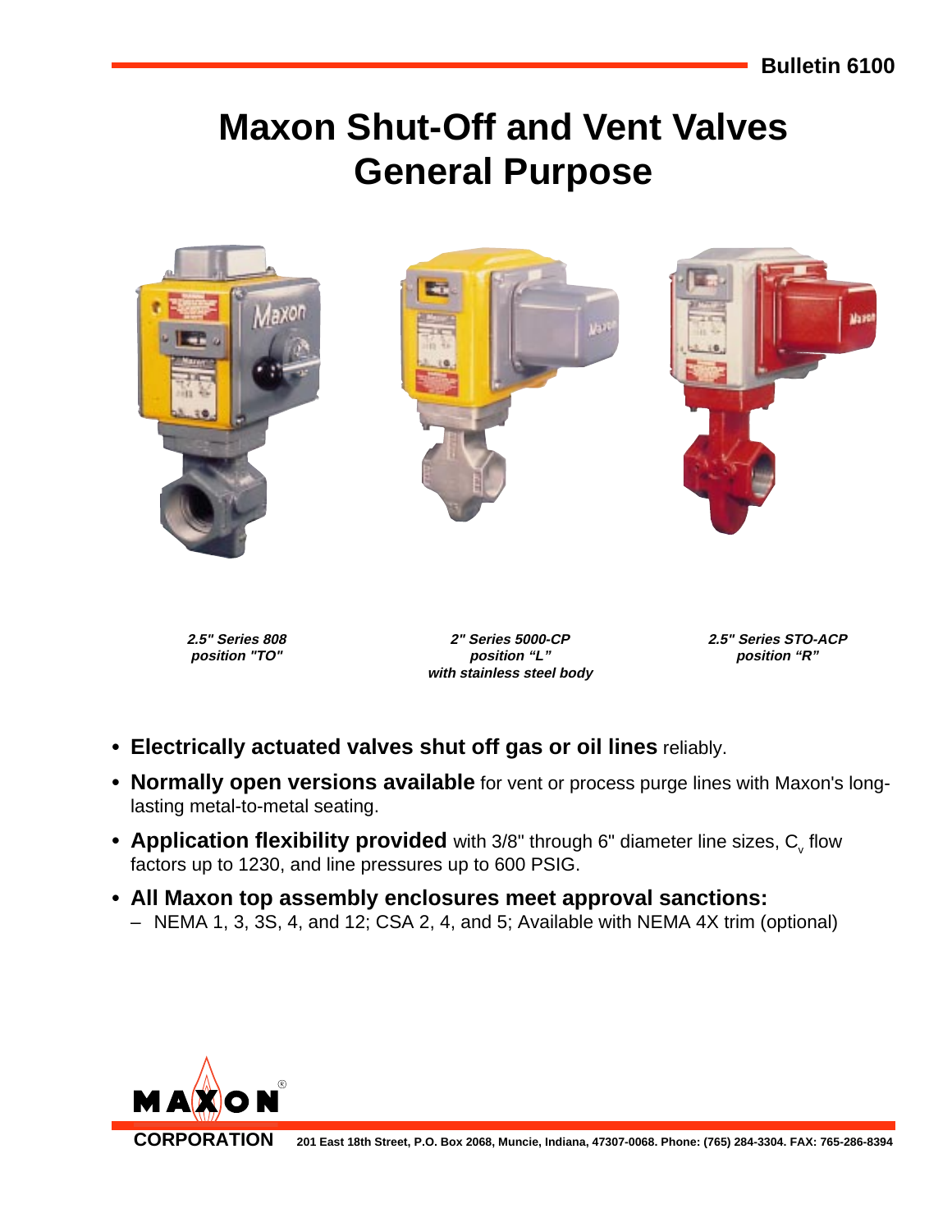Bulletin 6100

# Maxon Shut-Off and Vent Valves General Purpose

*2.5" Series 808 position "TO"*

*2" Series 5000-CP position "L" with stainless steel body*

*2.5" Series STO-ACP position "R"*

- **Electrically actuated valves shut off gas or oil lines** reliably.
- **Normally open versions available** for vent or process purge lines with Maxon's long-lasting metal-to-metal seating.
- **Application flexibility provided** with 3/8" through 6" diameter line sizes, $C_v$ flow factors up to 1230, and line pressures up to 600 PSIG.
- **All Maxon top assembly enclosures meet approval sanctions:**
  - NEMA 1, 3, 3S, 4, and 12; CSA 2, 4, and 5; Available with NEMA 4X trim (optional)

MAXON® CORPORATION 201 East 18th Street, P.O. Box 2068, Muncie, Indiana, 47307-0068. Phone: (765) 284-3304. FAX: 765-286-8394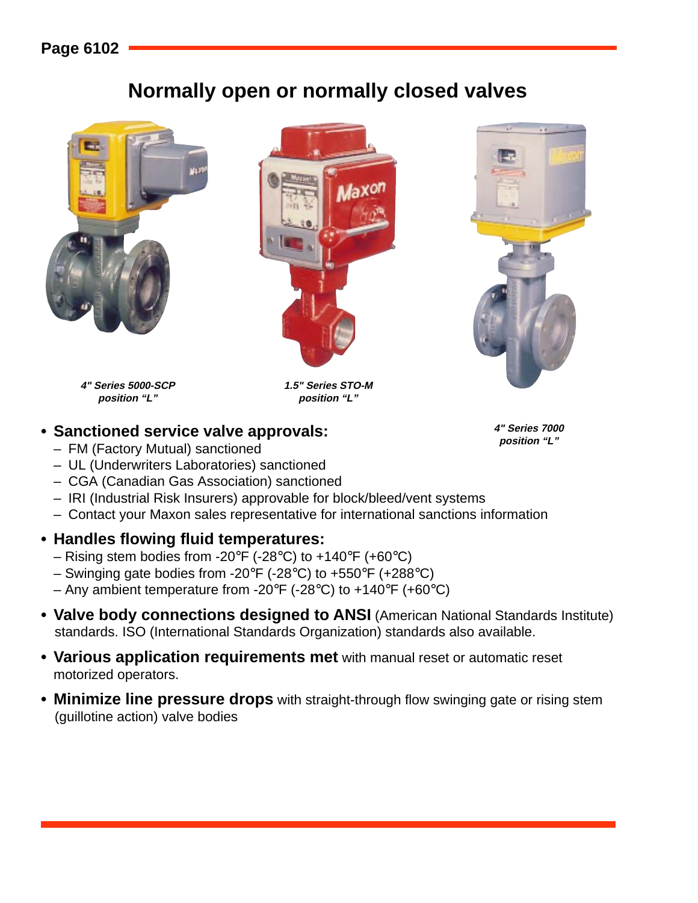# Normally open or normally closed valves

*4" Series 5000-SCP position "L"*

*1.5" Series STO-M position "L"*

*4" Series 7000 position "L"*

- **Sanctioned service valve approvals:**
  - FM (Factory Mutual) sanctioned
  - UL (Underwriters Laboratories) sanctioned
  - CGA (Canadian Gas Association) sanctioned
  - IRI (Industrial Risk Insurers) approvable for block/bleed/vent systems
  - Contact your Maxon sales representative for international sanctions information
- **Handles flowing fluid temperatures:**
  - Rising stem bodies from -20°F (-28°C) to +140°F (+60°C)
  - Swinging gate bodies from -20°F (-28°C) to +550°F (+288°C)
  - Any ambient temperature from -20°F (-28°C) to +140°F (+60°C)
- **Valve body connections designed to ANSI** (American National Standards Institute) standards. ISO (International Standards Organization) standards also available.
- **Various application requirements met** with manual reset or automatic reset motorized operators.
- **Minimize line pressure drops** with straight-through flow swinging gate or rising stem (guillotine action) valve bodies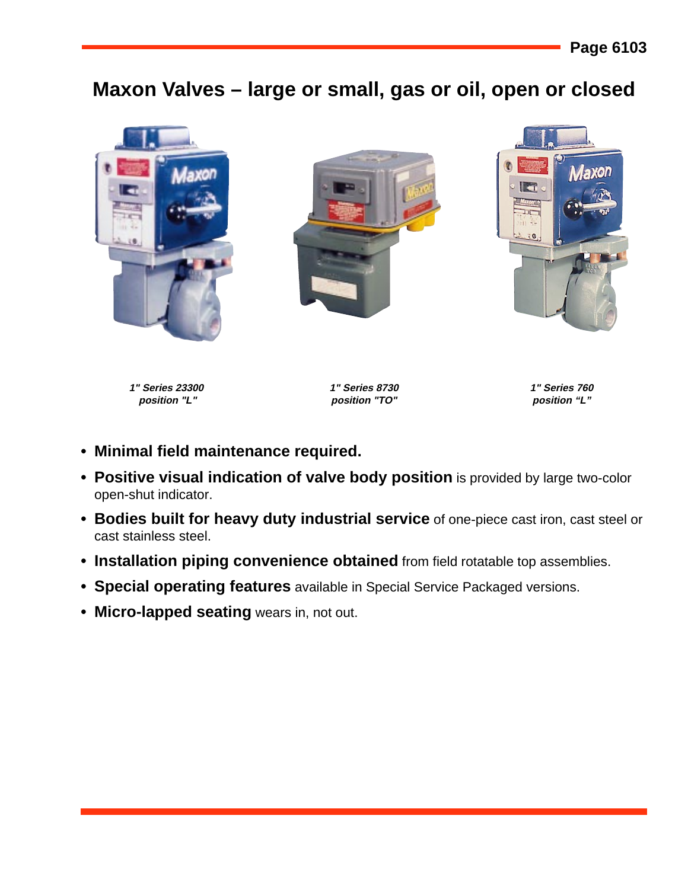# Maxon Valves – large or small, gas or oil, open or closed

*1" Series 23300*
*position "L"*

*1" Series 8730*
*position "TO"*

*1" Series 760*
*position "L"*

- **Minimal field maintenance required.**
- **Positive visual indication of valve body position** is provided by large two-color open-shut indicator.
- **Bodies built for heavy duty industrial service** of one-piece cast iron, cast steel or cast stainless steel.
- **Installation piping convenience obtained** from field rotatable top assemblies.
- **Special operating features** available in Special Service Packaged versions.
- **Micro-lapped seating** wears in, not out.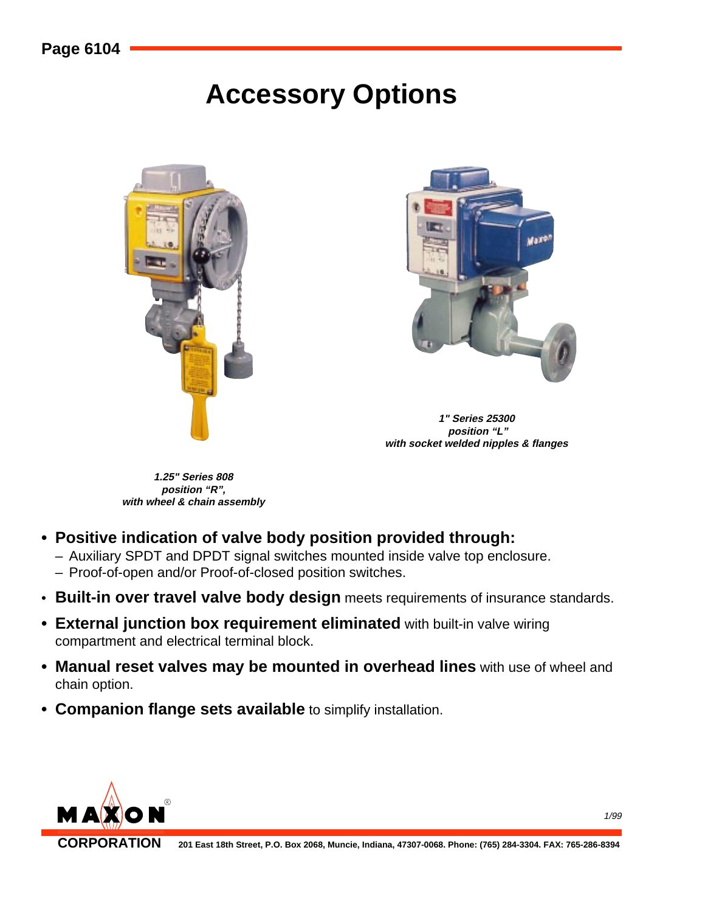# Accessory Options

*1" Series 25300*
*position "L"*
*with socket welded nipples & flanges*

*1.25" Series 808*
*position "R",*
*with wheel & chain assembly*

- **Positive indication of valve body position provided through:**
  - Auxiliary SPDT and DPDT signal switches mounted inside valve top enclosure.
  - Proof-of-open and/or Proof-of-closed position switches.
- **Built-in over travel valve body design** meets requirements of insurance standards.
- **External junction box requirement eliminated** with built-in valve wiring compartment and electrical terminal block.
- **Manual reset valves may be mounted in overhead lines** with use of wheel and chain option.
- **Companion flange sets available** to simplify installation.

1/99

**MAXON® CORPORATION** 201 East 18th Street, P.O. Box 2068, Muncie, Indiana, 47307-0068. Phone: (765) 284-3304. FAX: 765-286-8394